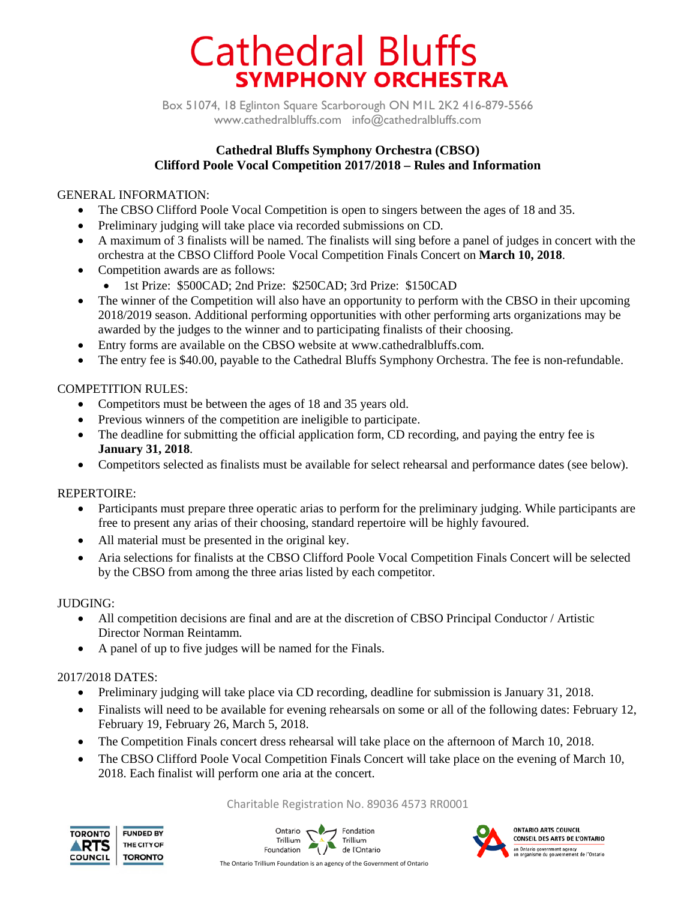# Cathedral Bluffs
## SYMPHONY ORCHESTRA

Box 51074, 18 Eglinton Square Scarborough ON M1L 2K2 416-879-5566
www.cathedralbluffs.com info@cathedralbluffs.com

**Cathedral Bluffs Symphony Orchestra (CBSO)**
**Clifford Poole Vocal Competition 2017/2018 – Rules and Information**

GENERAL INFORMATION:

- The CBSO Clifford Poole Vocal Competition is open to singers between the ages of 18 and 35.
- Preliminary judging will take place via recorded submissions on CD.
- A maximum of 3 finalists will be named. The finalists will sing before a panel of judges in concert with the orchestra at the CBSO Clifford Poole Vocal Competition Finals Concert on **March 10, 2018**.
- Competition awards are as follows:
  - 1st Prize: $500CAD; 2nd Prize: $250CAD; 3rd Prize: $150CAD
- The winner of the Competition will also have an opportunity to perform with the CBSO in their upcoming 2018/2019 season. Additional performing opportunities with other performing arts organizations may be awarded by the judges to the winner and to participating finalists of their choosing.
- Entry forms are available on the CBSO website at www.cathedralbluffs.com.
- The entry fee is $40.00, payable to the Cathedral Bluffs Symphony Orchestra. The fee is non-refundable.

COMPETITION RULES:

- Competitors must be between the ages of 18 and 35 years old.
- Previous winners of the competition are ineligible to participate.
- The deadline for submitting the official application form, CD recording, and paying the entry fee is **January 31, 2018**.
- Competitors selected as finalists must be available for select rehearsal and performance dates (see below).

REPERTOIRE:

- Participants must prepare three operatic arias to perform for the preliminary judging. While participants are free to present any arias of their choosing, standard repertoire will be highly favoured.
- All material must be presented in the original key.
- Aria selections for finalists at the CBSO Clifford Poole Vocal Competition Finals Concert will be selected by the CBSO from among the three arias listed by each competitor.

JUDGING:

- All competition decisions are final and are at the discretion of CBSO Principal Conductor / Artistic Director Norman Reintamm.
- A panel of up to five judges will be named for the Finals.

2017/2018 DATES:

- Preliminary judging will take place via CD recording, deadline for submission is January 31, 2018.
- Finalists will need to be available for evening rehearsals on some or all of the following dates: February 12, February 19, February 26, March 5, 2018.
- The Competition Finals concert dress rehearsal will take place on the afternoon of March 10, 2018.
- The CBSO Clifford Poole Vocal Competition Finals Concert will take place on the evening of March 10, 2018. Each finalist will perform one aria at the concert.

Charitable Registration No. 89036 4573 RR0001

TORONTO ARTS COUNCIL | FUNDED BY THE CITY OF TORONTO

Ontario Trillium Foundation | Fondation Trillium de l'Ontario

The Ontario Trillium Foundation is an agency of the Government of Ontario

ONTARIO ARTS COUNCIL | CONSEIL DES ARTS DE L'ONTARIO | an Ontario government agency | un organisme du gouvernement de l'Ontario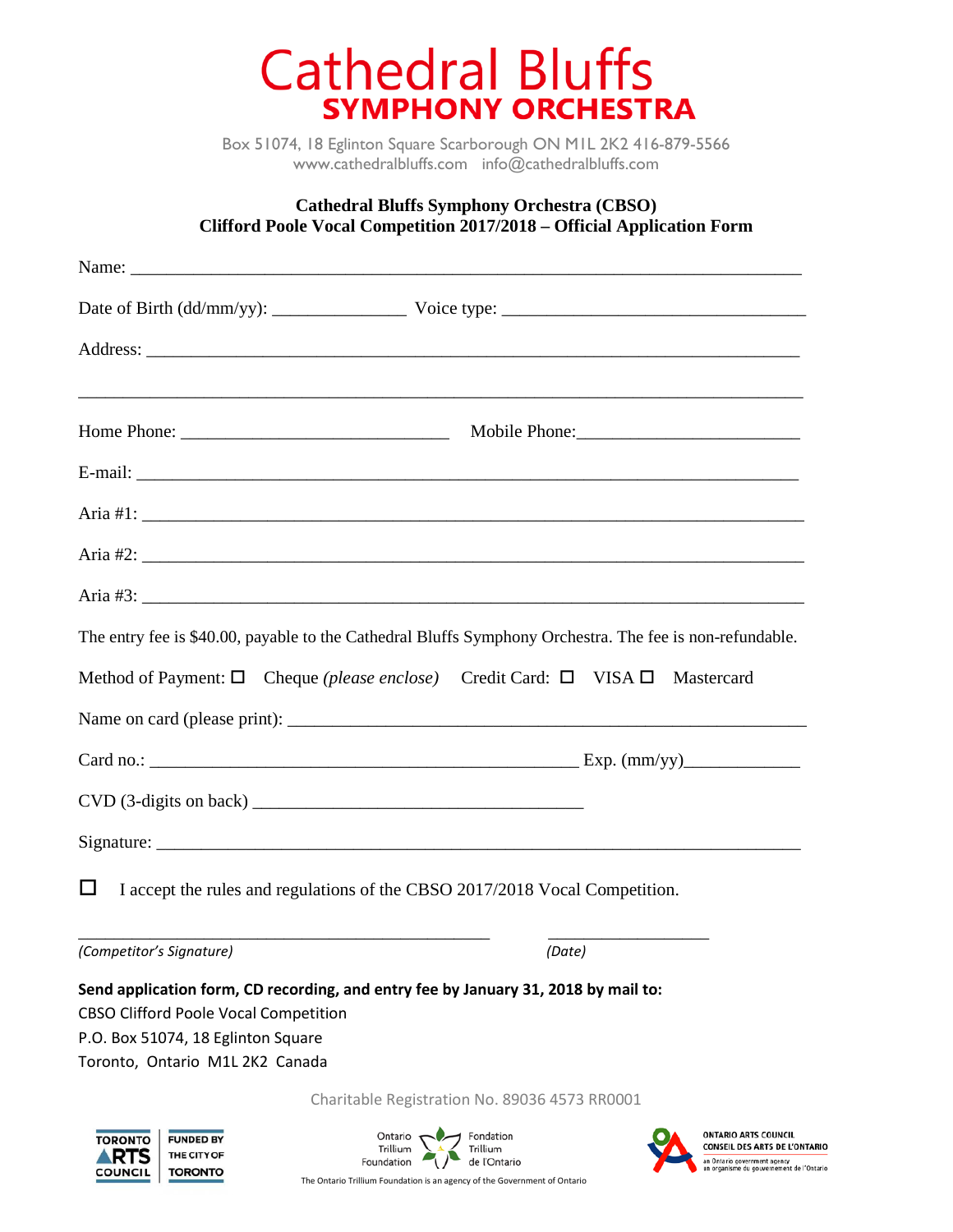# Cathedral Bluffs
## SYMPHONY ORCHESTRA

Box 51074, 18 Eglinton Square Scarborough ON M1L 2K2 416-879-5566
www.cathedralbluffs.com info@cathedralbluffs.com

**Cathedral Bluffs Symphony Orchestra (CBSO)**
**Clifford Poole Vocal Competition 2017/2018 – Official Application Form**

Name: ___________________________________________________________________________

Date of Birth (dd/mm/yy): _______________ Voice type: _________________________________

Address: _________________________________________________________________________

_________________________________________________________________________________

Home Phone: ______________________________ Mobile Phone:_________________________

E-mail: __________________________________________________________________________

Aria #1: _________________________________________________________________________

Aria #2: _________________________________________________________________________

Aria #3: _________________________________________________________________________

The entry fee is $40.00, payable to the Cathedral Bluffs Symphony Orchestra. The fee is non-refundable.

Method of Payment: ☐ Cheque *(please enclose)* Credit Card: ☐ VISA ☐ Mastercard

Name on card (please print): _______________________________________________________

Card no.: ________________________________________________ Exp. (mm/yy)_____________

CVD (3-digits on back) _____________________________________

Signature: _______________________________________________________________________

☐ I accept the rules and regulations of the CBSO 2017/2018 Vocal Competition.

______________________________________________ ____________________

*(Competitor's Signature)* *(Date)*

**Send application form, CD recording, and entry fee by January 31, 2018 by mail to:**

CBSO Clifford Poole Vocal Competition
P.O. Box 51074, 18 Eglinton Square
Toronto, Ontario M1L 2K2 Canada

Charitable Registration No. 89036 4573 RR0001

TORONTO ARTS COUNCIL | FUNDED BY THE CITY OF TORONTO

Ontario Trillium Foundation | Fondation Trillium de l'Ontario

The Ontario Trillium Foundation is an agency of the Government of Ontario

ONTARIO ARTS COUNCIL | CONSEIL DES ARTS DE L'ONTARIO | an Ontario government agency | un organisme du gouvernement de l'Ontario